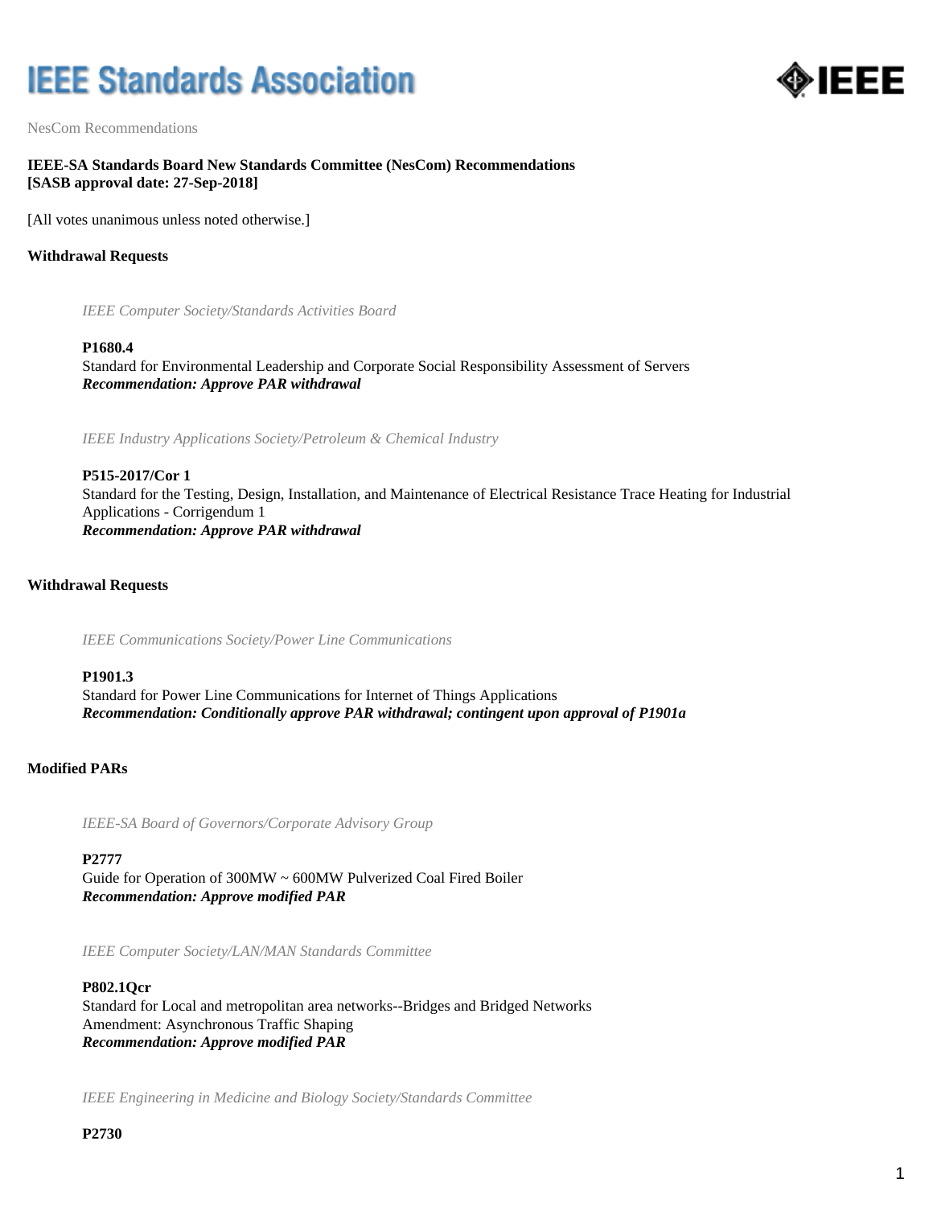IEEE Standards Association

NesCom Recommendations

**IEEE-SA Standards Board New Standards Committee (NesCom) Recommendations**
**[SASB approval date: 27-Sep-2018]**

[All votes unanimous unless noted otherwise.]

**Withdrawal Requests**

*IEEE Computer Society/Standards Activities Board*

**P1680.4**
Standard for Environmental Leadership and Corporate Social Responsibility Assessment of Servers
***Recommendation: Approve PAR withdrawal***

*IEEE Industry Applications Society/Petroleum & Chemical Industry*

**P515-2017/Cor 1**
Standard for the Testing, Design, Installation, and Maintenance of Electrical Resistance Trace Heating for Industrial Applications - Corrigendum 1
***Recommendation: Approve PAR withdrawal***

**Withdrawal Requests**

*IEEE Communications Society/Power Line Communications*

**P1901.3**
Standard for Power Line Communications for Internet of Things Applications
***Recommendation: Conditionally approve PAR withdrawal; contingent upon approval of P1901a***

**Modified PARs**

*IEEE-SA Board of Governors/Corporate Advisory Group*

**P2777**
Guide for Operation of 300MW ~ 600MW Pulverized Coal Fired Boiler
***Recommendation: Approve modified PAR***

*IEEE Computer Society/LAN/MAN Standards Committee*

**P802.1Qcr**
Standard for Local and metropolitan area networks--Bridges and Bridged Networks
Amendment: Asynchronous Traffic Shaping
***Recommendation: Approve modified PAR***

*IEEE Engineering in Medicine and Biology Society/Standards Committee*

**P2730**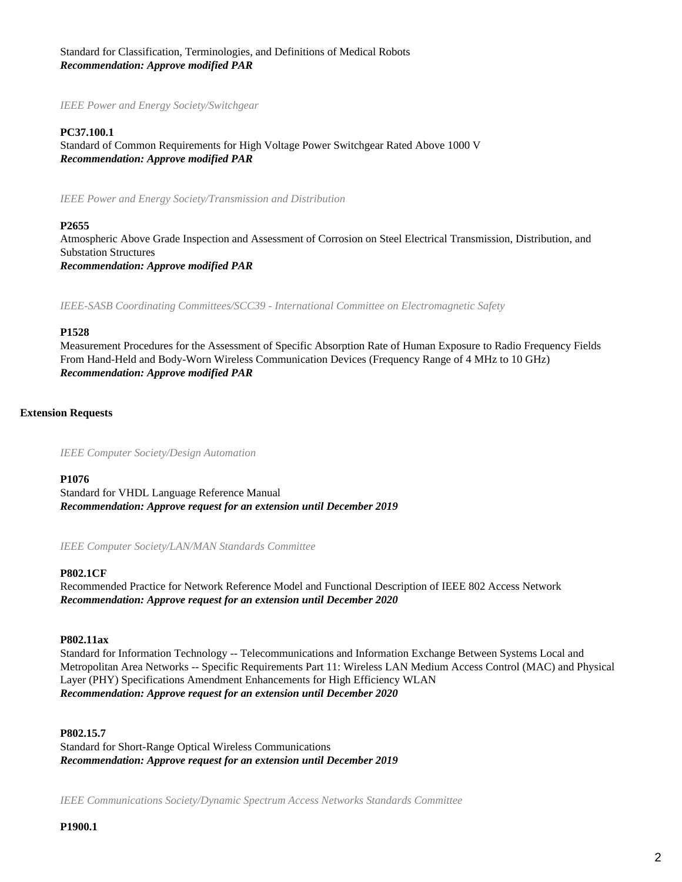Standard for Classification, Terminologies, and Definitions of Medical Robots
***Recommendation: Approve modified PAR***

*IEEE Power and Energy Society/Switchgear*

**PC37.100.1**
Standard of Common Requirements for High Voltage Power Switchgear Rated Above 1000 V
***Recommendation: Approve modified PAR***

*IEEE Power and Energy Society/Transmission and Distribution*

**P2655**
Atmospheric Above Grade Inspection and Assessment of Corrosion on Steel Electrical Transmission, Distribution, and Substation Structures
***Recommendation: Approve modified PAR***

*IEEE-SASB Coordinating Committees/SCC39 - International Committee on Electromagnetic Safety*

**P1528**
Measurement Procedures for the Assessment of Specific Absorption Rate of Human Exposure to Radio Frequency Fields From Hand-Held and Body-Worn Wireless Communication Devices (Frequency Range of 4 MHz to 10 GHz)
***Recommendation: Approve modified PAR***

**Extension Requests**

*IEEE Computer Society/Design Automation*

**P1076**
Standard for VHDL Language Reference Manual
***Recommendation: Approve request for an extension until December 2019***

*IEEE Computer Society/LAN/MAN Standards Committee*

**P802.1CF**
Recommended Practice for Network Reference Model and Functional Description of IEEE 802 Access Network
***Recommendation: Approve request for an extension until December 2020***

**P802.11ax**
Standard for Information Technology -- Telecommunications and Information Exchange Between Systems Local and Metropolitan Area Networks -- Specific Requirements Part 11: Wireless LAN Medium Access Control (MAC) and Physical Layer (PHY) Specifications Amendment Enhancements for High Efficiency WLAN
***Recommendation: Approve request for an extension until December 2020***

**P802.15.7**
Standard for Short-Range Optical Wireless Communications
***Recommendation: Approve request for an extension until December 2019***

*IEEE Communications Society/Dynamic Spectrum Access Networks Standards Committee*

**P1900.1**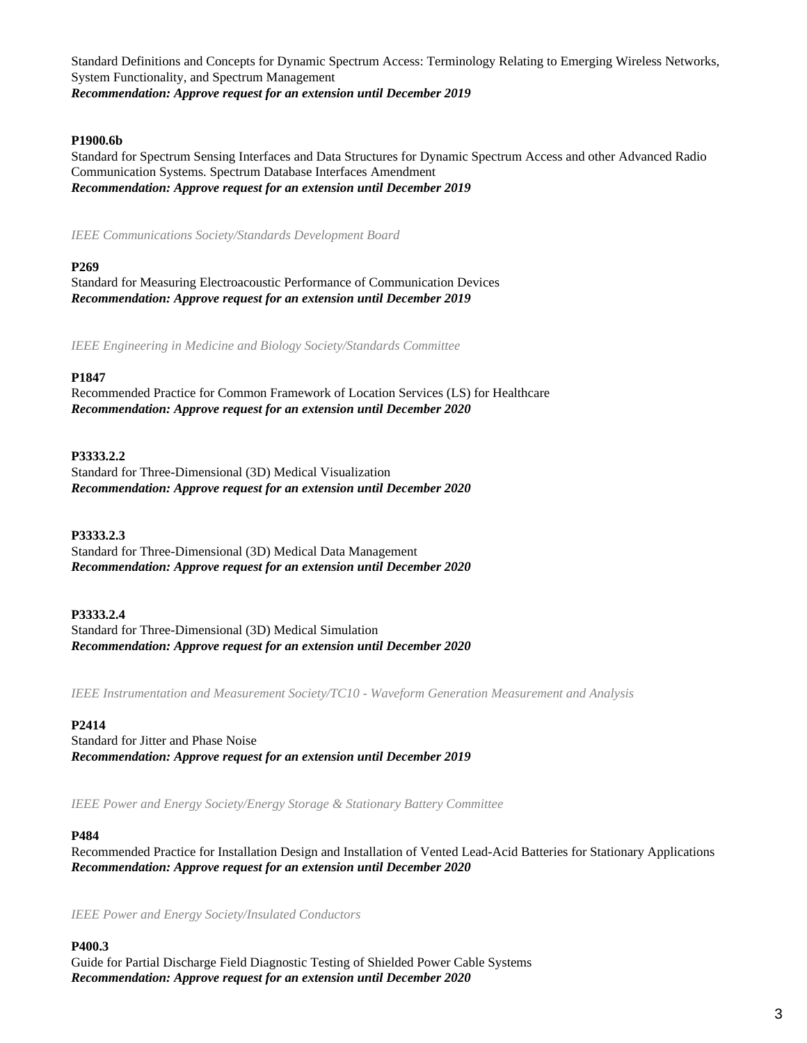Standard Definitions and Concepts for Dynamic Spectrum Access: Terminology Relating to Emerging Wireless Networks, System Functionality, and Spectrum Management
***Recommendation: Approve request for an extension until December 2019***

**P1900.6b**
Standard for Spectrum Sensing Interfaces and Data Structures for Dynamic Spectrum Access and other Advanced Radio Communication Systems. Spectrum Database Interfaces Amendment
***Recommendation: Approve request for an extension until December 2019***

*IEEE Communications Society/Standards Development Board*

**P269**
Standard for Measuring Electroacoustic Performance of Communication Devices
***Recommendation: Approve request for an extension until December 2019***

*IEEE Engineering in Medicine and Biology Society/Standards Committee*

**P1847**
Recommended Practice for Common Framework of Location Services (LS) for Healthcare
***Recommendation: Approve request for an extension until December 2020***

**P3333.2.2**
Standard for Three-Dimensional (3D) Medical Visualization
***Recommendation: Approve request for an extension until December 2020***

**P3333.2.3**
Standard for Three-Dimensional (3D) Medical Data Management
***Recommendation: Approve request for an extension until December 2020***

**P3333.2.4**
Standard for Three-Dimensional (3D) Medical Simulation
***Recommendation: Approve request for an extension until December 2020***

*IEEE Instrumentation and Measurement Society/TC10 - Waveform Generation Measurement and Analysis*

**P2414**
Standard for Jitter and Phase Noise
***Recommendation: Approve request for an extension until December 2019***

*IEEE Power and Energy Society/Energy Storage & Stationary Battery Committee*

**P484**
Recommended Practice for Installation Design and Installation of Vented Lead-Acid Batteries for Stationary Applications
***Recommendation: Approve request for an extension until December 2020***

*IEEE Power and Energy Society/Insulated Conductors*

**P400.3**
Guide for Partial Discharge Field Diagnostic Testing of Shielded Power Cable Systems
***Recommendation: Approve request for an extension until December 2020***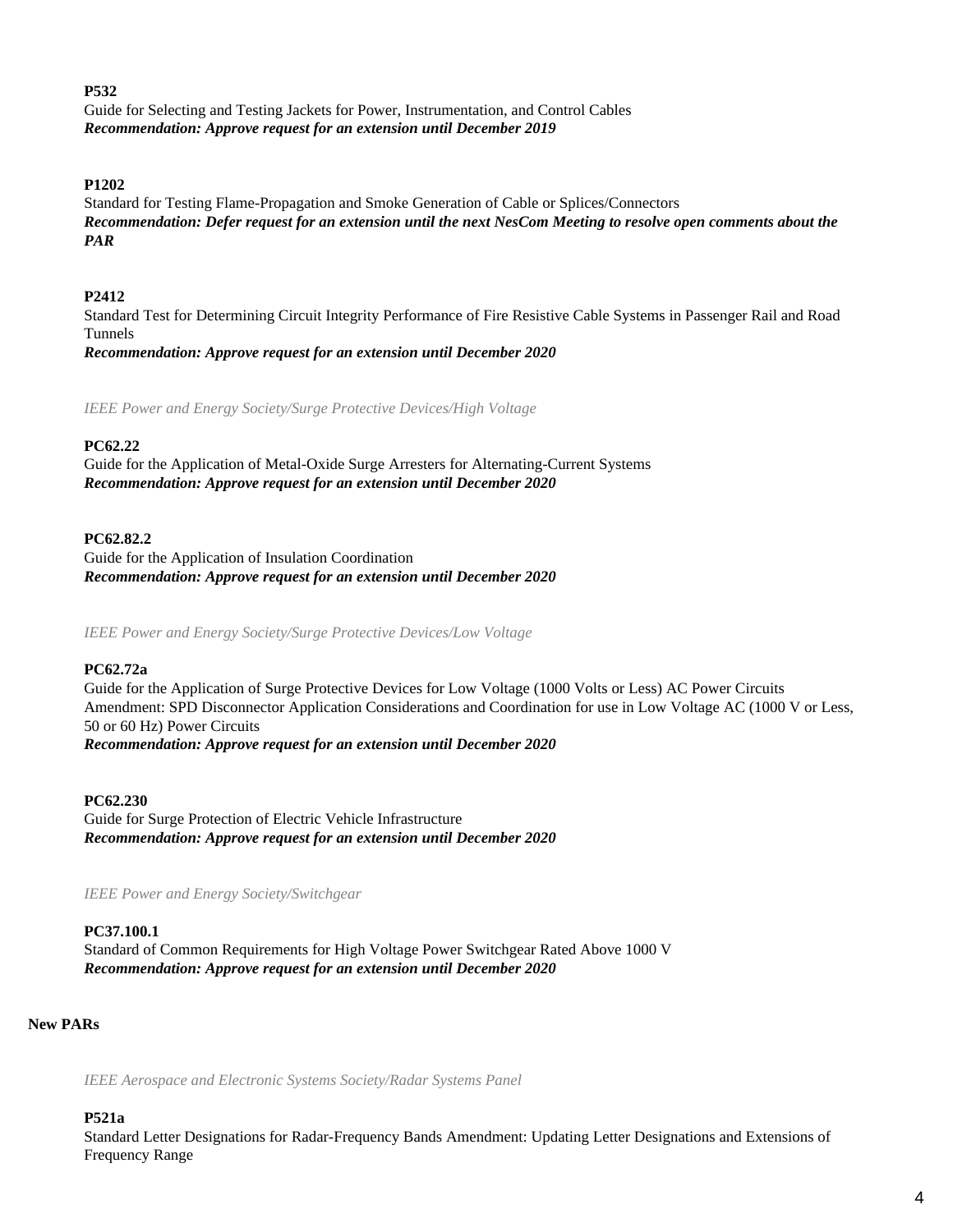**P532**
Guide for Selecting and Testing Jackets for Power, Instrumentation, and Control Cables
***Recommendation: Approve request for an extension until December 2019***

**P1202**
Standard for Testing Flame-Propagation and Smoke Generation of Cable or Splices/Connectors
***Recommendation: Defer request for an extension until the next NesCom Meeting to resolve open comments about the PAR***

**P2412**
Standard Test for Determining Circuit Integrity Performance of Fire Resistive Cable Systems in Passenger Rail and Road Tunnels
***Recommendation: Approve request for an extension until December 2020***

*IEEE Power and Energy Society/Surge Protective Devices/High Voltage*

**PC62.22**
Guide for the Application of Metal-Oxide Surge Arresters for Alternating-Current Systems
***Recommendation: Approve request for an extension until December 2020***

**PC62.82.2**
Guide for the Application of Insulation Coordination
***Recommendation: Approve request for an extension until December 2020***

*IEEE Power and Energy Society/Surge Protective Devices/Low Voltage*

**PC62.72a**
Guide for the Application of Surge Protective Devices for Low Voltage (1000 Volts or Less) AC Power Circuits Amendment: SPD Disconnector Application Considerations and Coordination for use in Low Voltage AC (1000 V or Less, 50 or 60 Hz) Power Circuits
***Recommendation: Approve request for an extension until December 2020***

**PC62.230**
Guide for Surge Protection of Electric Vehicle Infrastructure
***Recommendation: Approve request for an extension until December 2020***

*IEEE Power and Energy Society/Switchgear*

**PC37.100.1**
Standard of Common Requirements for High Voltage Power Switchgear Rated Above 1000 V
***Recommendation: Approve request for an extension until December 2020***

## New PARs

*IEEE Aerospace and Electronic Systems Society/Radar Systems Panel*

**P521a**
Standard Letter Designations for Radar-Frequency Bands Amendment: Updating Letter Designations and Extensions of Frequency Range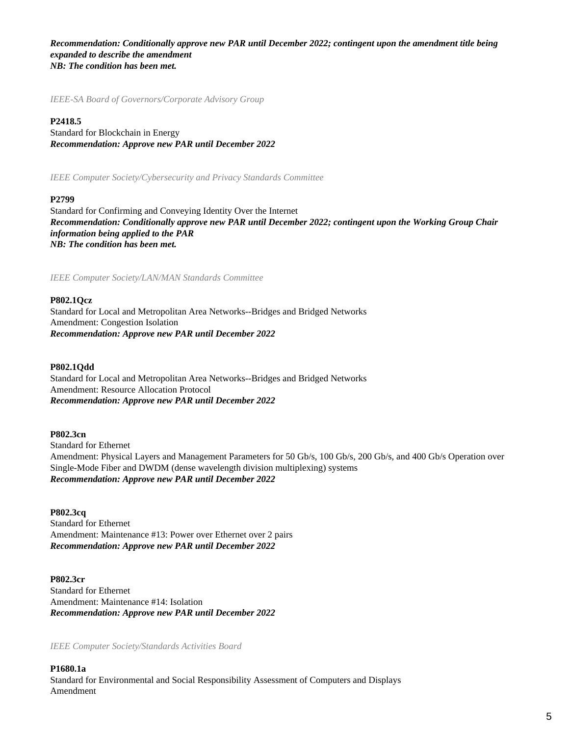***Recommendation: Conditionally approve new PAR until December 2022; contingent upon the amendment title being expanded to describe the amendment***
***NB: The condition has been met.***

*IEEE-SA Board of Governors/Corporate Advisory Group*

**P2418.5**
Standard for Blockchain in Energy
***Recommendation: Approve new PAR until December 2022***

*IEEE Computer Society/Cybersecurity and Privacy Standards Committee*

**P2799**
Standard for Confirming and Conveying Identity Over the Internet
***Recommendation: Conditionally approve new PAR until December 2022; contingent upon the Working Group Chair information being applied to the PAR***
***NB: The condition has been met.***

*IEEE Computer Society/LAN/MAN Standards Committee*

**P802.1Qcz**
Standard for Local and Metropolitan Area Networks--Bridges and Bridged Networks
Amendment: Congestion Isolation
***Recommendation: Approve new PAR until December 2022***

**P802.1Qdd**
Standard for Local and Metropolitan Area Networks--Bridges and Bridged Networks
Amendment: Resource Allocation Protocol
***Recommendation: Approve new PAR until December 2022***

**P802.3cn**
Standard for Ethernet
Amendment: Physical Layers and Management Parameters for 50 Gb/s, 100 Gb/s, 200 Gb/s, and 400 Gb/s Operation over Single-Mode Fiber and DWDM (dense wavelength division multiplexing) systems
***Recommendation: Approve new PAR until December 2022***

**P802.3cq**
Standard for Ethernet
Amendment: Maintenance #13: Power over Ethernet over 2 pairs
***Recommendation: Approve new PAR until December 2022***

**P802.3cr**
Standard for Ethernet
Amendment: Maintenance #14: Isolation
***Recommendation: Approve new PAR until December 2022***

*IEEE Computer Society/Standards Activities Board*

**P1680.1a**
Standard for Environmental and Social Responsibility Assessment of Computers and Displays
Amendment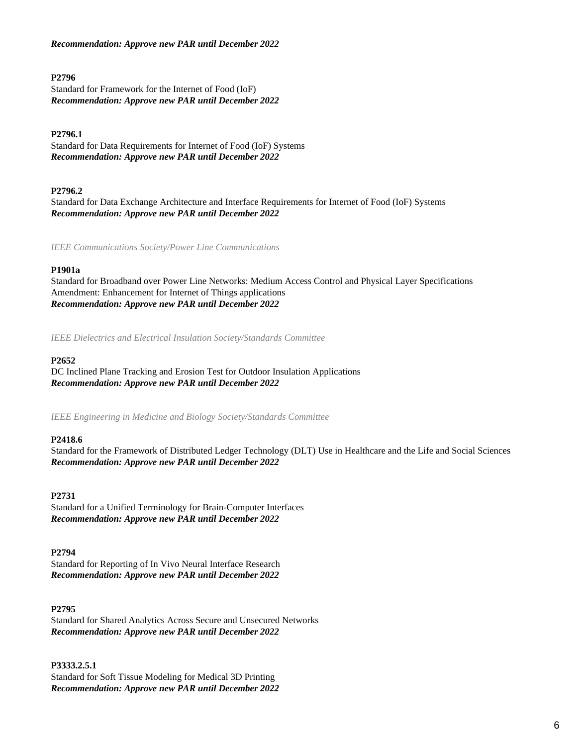***Recommendation: Approve new PAR until December 2022***

**P2796**
Standard for Framework for the Internet of Food (IoF)
***Recommendation: Approve new PAR until December 2022***

**P2796.1**
Standard for Data Requirements for Internet of Food (IoF) Systems
***Recommendation: Approve new PAR until December 2022***

**P2796.2**
Standard for Data Exchange Architecture and Interface Requirements for Internet of Food (IoF) Systems
***Recommendation: Approve new PAR until December 2022***

*IEEE Communications Society/Power Line Communications*

**P1901a**
Standard for Broadband over Power Line Networks: Medium Access Control and Physical Layer Specifications Amendment: Enhancement for Internet of Things applications
***Recommendation: Approve new PAR until December 2022***

*IEEE Dielectrics and Electrical Insulation Society/Standards Committee*

**P2652**
DC Inclined Plane Tracking and Erosion Test for Outdoor Insulation Applications
***Recommendation: Approve new PAR until December 2022***

*IEEE Engineering in Medicine and Biology Society/Standards Committee*

**P2418.6**
Standard for the Framework of Distributed Ledger Technology (DLT) Use in Healthcare and the Life and Social Sciences
***Recommendation: Approve new PAR until December 2022***

**P2731**
Standard for a Unified Terminology for Brain-Computer Interfaces
***Recommendation: Approve new PAR until December 2022***

**P2794**
Standard for Reporting of In Vivo Neural Interface Research
***Recommendation: Approve new PAR until December 2022***

**P2795**
Standard for Shared Analytics Across Secure and Unsecured Networks
***Recommendation: Approve new PAR until December 2022***

**P3333.2.5.1**
Standard for Soft Tissue Modeling for Medical 3D Printing
***Recommendation: Approve new PAR until December 2022***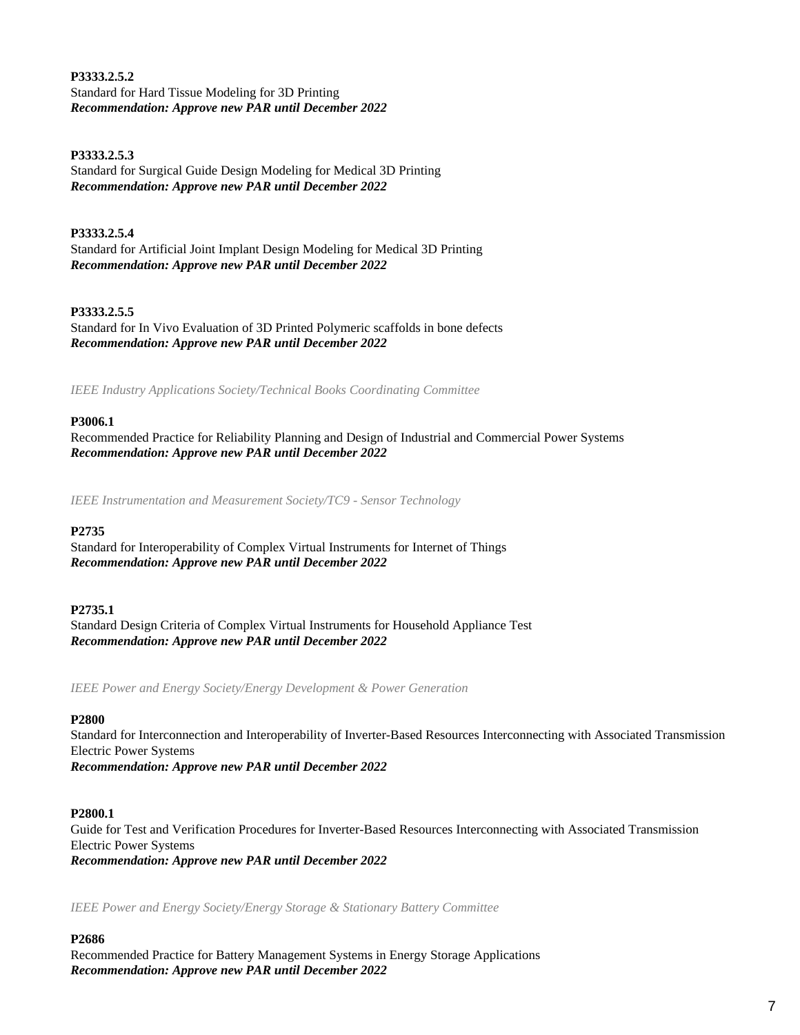**P3333.2.5.2**
Standard for Hard Tissue Modeling for 3D Printing
***Recommendation: Approve new PAR until December 2022***

**P3333.2.5.3**
Standard for Surgical Guide Design Modeling for Medical 3D Printing
***Recommendation: Approve new PAR until December 2022***

**P3333.2.5.4**
Standard for Artificial Joint Implant Design Modeling for Medical 3D Printing
***Recommendation: Approve new PAR until December 2022***

**P3333.2.5.5**
Standard for In Vivo Evaluation of 3D Printed Polymeric scaffolds in bone defects
***Recommendation: Approve new PAR until December 2022***

*IEEE Industry Applications Society/Technical Books Coordinating Committee*

**P3006.1**
Recommended Practice for Reliability Planning and Design of Industrial and Commercial Power Systems
***Recommendation: Approve new PAR until December 2022***

*IEEE Instrumentation and Measurement Society/TC9 - Sensor Technology*

**P2735**
Standard for Interoperability of Complex Virtual Instruments for Internet of Things
***Recommendation: Approve new PAR until December 2022***

**P2735.1**
Standard Design Criteria of Complex Virtual Instruments for Household Appliance Test
***Recommendation: Approve new PAR until December 2022***

*IEEE Power and Energy Society/Energy Development & Power Generation*

**P2800**
Standard for Interconnection and Interoperability of Inverter-Based Resources Interconnecting with Associated Transmission Electric Power Systems
***Recommendation: Approve new PAR until December 2022***

**P2800.1**
Guide for Test and Verification Procedures for Inverter-Based Resources Interconnecting with Associated Transmission Electric Power Systems
***Recommendation: Approve new PAR until December 2022***

*IEEE Power and Energy Society/Energy Storage & Stationary Battery Committee*

**P2686**
Recommended Practice for Battery Management Systems in Energy Storage Applications
***Recommendation: Approve new PAR until December 2022***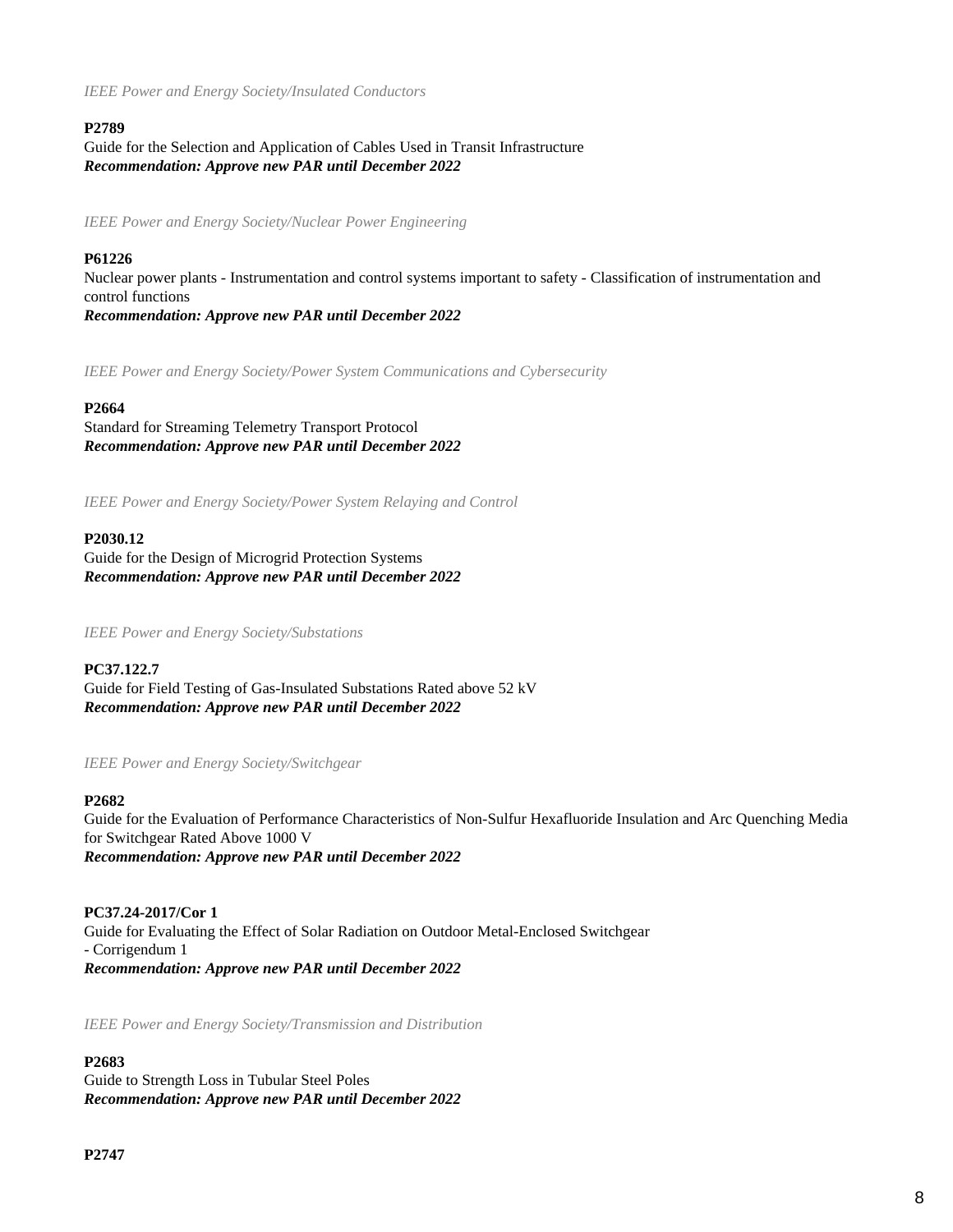*IEEE Power and Energy Society/Insulated Conductors*

**P2789**
Guide for the Selection and Application of Cables Used in Transit Infrastructure
***Recommendation: Approve new PAR until December 2022***

*IEEE Power and Energy Society/Nuclear Power Engineering*

**P61226**
Nuclear power plants - Instrumentation and control systems important to safety - Classification of instrumentation and control functions
***Recommendation: Approve new PAR until December 2022***

*IEEE Power and Energy Society/Power System Communications and Cybersecurity*

**P2664**
Standard for Streaming Telemetry Transport Protocol
***Recommendation: Approve new PAR until December 2022***

*IEEE Power and Energy Society/Power System Relaying and Control*

**P2030.12**
Guide for the Design of Microgrid Protection Systems
***Recommendation: Approve new PAR until December 2022***

*IEEE Power and Energy Society/Substations*

**PC37.122.7**
Guide for Field Testing of Gas-Insulated Substations Rated above 52 kV
***Recommendation: Approve new PAR until December 2022***

*IEEE Power and Energy Society/Switchgear*

**P2682**
Guide for the Evaluation of Performance Characteristics of Non-Sulfur Hexafluoride Insulation and Arc Quenching Media for Switchgear Rated Above 1000 V
***Recommendation: Approve new PAR until December 2022***

**PC37.24-2017/Cor 1**
Guide for Evaluating the Effect of Solar Radiation on Outdoor Metal-Enclosed Switchgear
- Corrigendum 1
***Recommendation: Approve new PAR until December 2022***

*IEEE Power and Energy Society/Transmission and Distribution*

**P2683**
Guide to Strength Loss in Tubular Steel Poles
***Recommendation: Approve new PAR until December 2022***

**P2747**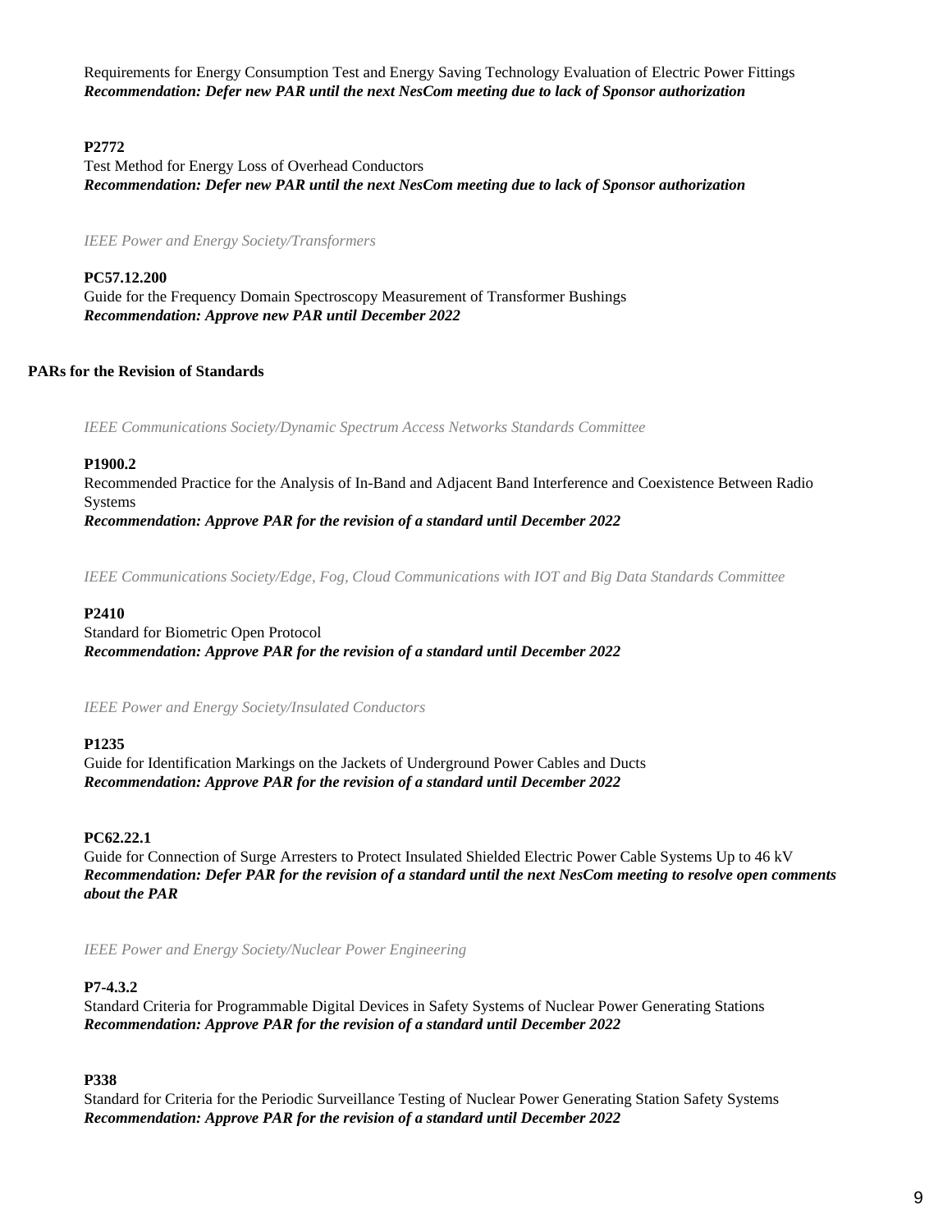Requirements for Energy Consumption Test and Energy Saving Technology Evaluation of Electric Power Fittings
***Recommendation: Defer new PAR until the next NesCom meeting due to lack of Sponsor authorization***

**P2772**
Test Method for Energy Loss of Overhead Conductors
***Recommendation: Defer new PAR until the next NesCom meeting due to lack of Sponsor authorization***

*IEEE Power and Energy Society/Transformers*

**PC57.12.200**
Guide for the Frequency Domain Spectroscopy Measurement of Transformer Bushings
***Recommendation: Approve new PAR until December 2022***

**PARs for the Revision of Standards**

*IEEE Communications Society/Dynamic Spectrum Access Networks Standards Committee*

**P1900.2**
Recommended Practice for the Analysis of In-Band and Adjacent Band Interference and Coexistence Between Radio Systems
***Recommendation: Approve PAR for the revision of a standard until December 2022***

*IEEE Communications Society/Edge, Fog, Cloud Communications with IOT and Big Data Standards Committee*

**P2410**
Standard for Biometric Open Protocol
***Recommendation: Approve PAR for the revision of a standard until December 2022***

*IEEE Power and Energy Society/Insulated Conductors*

**P1235**
Guide for Identification Markings on the Jackets of Underground Power Cables and Ducts
***Recommendation: Approve PAR for the revision of a standard until December 2022***

**PC62.22.1**
Guide for Connection of Surge Arresters to Protect Insulated Shielded Electric Power Cable Systems Up to 46 kV
***Recommendation: Defer PAR for the revision of a standard until the next NesCom meeting to resolve open comments about the PAR***

*IEEE Power and Energy Society/Nuclear Power Engineering*

**P7-4.3.2**
Standard Criteria for Programmable Digital Devices in Safety Systems of Nuclear Power Generating Stations
***Recommendation: Approve PAR for the revision of a standard until December 2022***

**P338**
Standard for Criteria for the Periodic Surveillance Testing of Nuclear Power Generating Station Safety Systems
***Recommendation: Approve PAR for the revision of a standard until December 2022***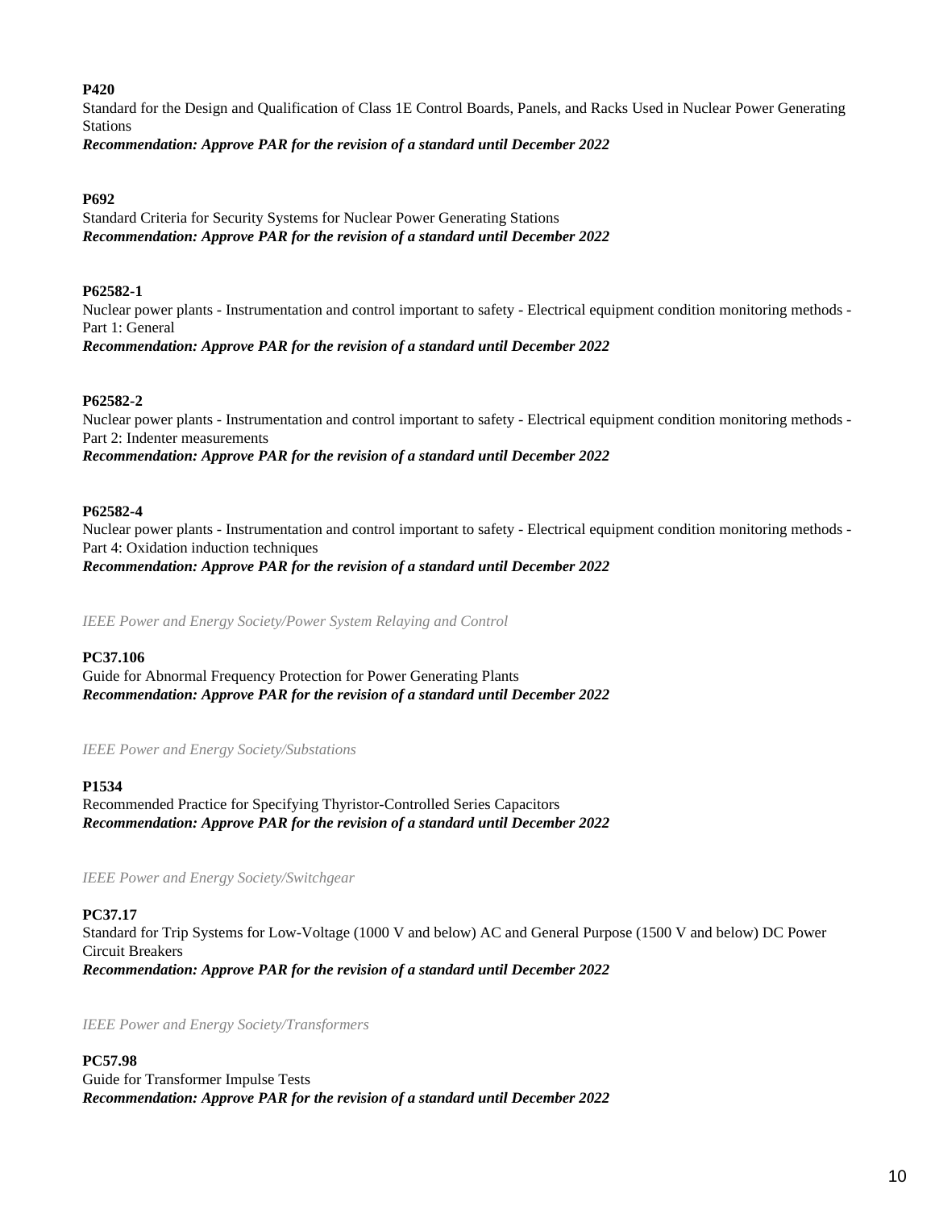**P420**

Standard for the Design and Qualification of Class 1E Control Boards, Panels, and Racks Used in Nuclear Power Generating Stations

***Recommendation: Approve PAR for the revision of a standard until December 2022***

**P692**

Standard Criteria for Security Systems for Nuclear Power Generating Stations

***Recommendation: Approve PAR for the revision of a standard until December 2022***

**P62582-1**

Nuclear power plants - Instrumentation and control important to safety - Electrical equipment condition monitoring methods - Part 1: General

***Recommendation: Approve PAR for the revision of a standard until December 2022***

**P62582-2**

Nuclear power plants - Instrumentation and control important to safety - Electrical equipment condition monitoring methods - Part 2: Indenter measurements

***Recommendation: Approve PAR for the revision of a standard until December 2022***

**P62582-4**

Nuclear power plants - Instrumentation and control important to safety - Electrical equipment condition monitoring methods - Part 4: Oxidation induction techniques

***Recommendation: Approve PAR for the revision of a standard until December 2022***

*IEEE Power and Energy Society/Power System Relaying and Control*

**PC37.106**

Guide for Abnormal Frequency Protection for Power Generating Plants

***Recommendation: Approve PAR for the revision of a standard until December 2022***

*IEEE Power and Energy Society/Substations*

**P1534**

Recommended Practice for Specifying Thyristor-Controlled Series Capacitors

***Recommendation: Approve PAR for the revision of a standard until December 2022***

*IEEE Power and Energy Society/Switchgear*

**PC37.17**

Standard for Trip Systems for Low-Voltage (1000 V and below) AC and General Purpose (1500 V and below) DC Power Circuit Breakers

***Recommendation: Approve PAR for the revision of a standard until December 2022***

*IEEE Power and Energy Society/Transformers*

**PC57.98**

Guide for Transformer Impulse Tests

***Recommendation: Approve PAR for the revision of a standard until December 2022***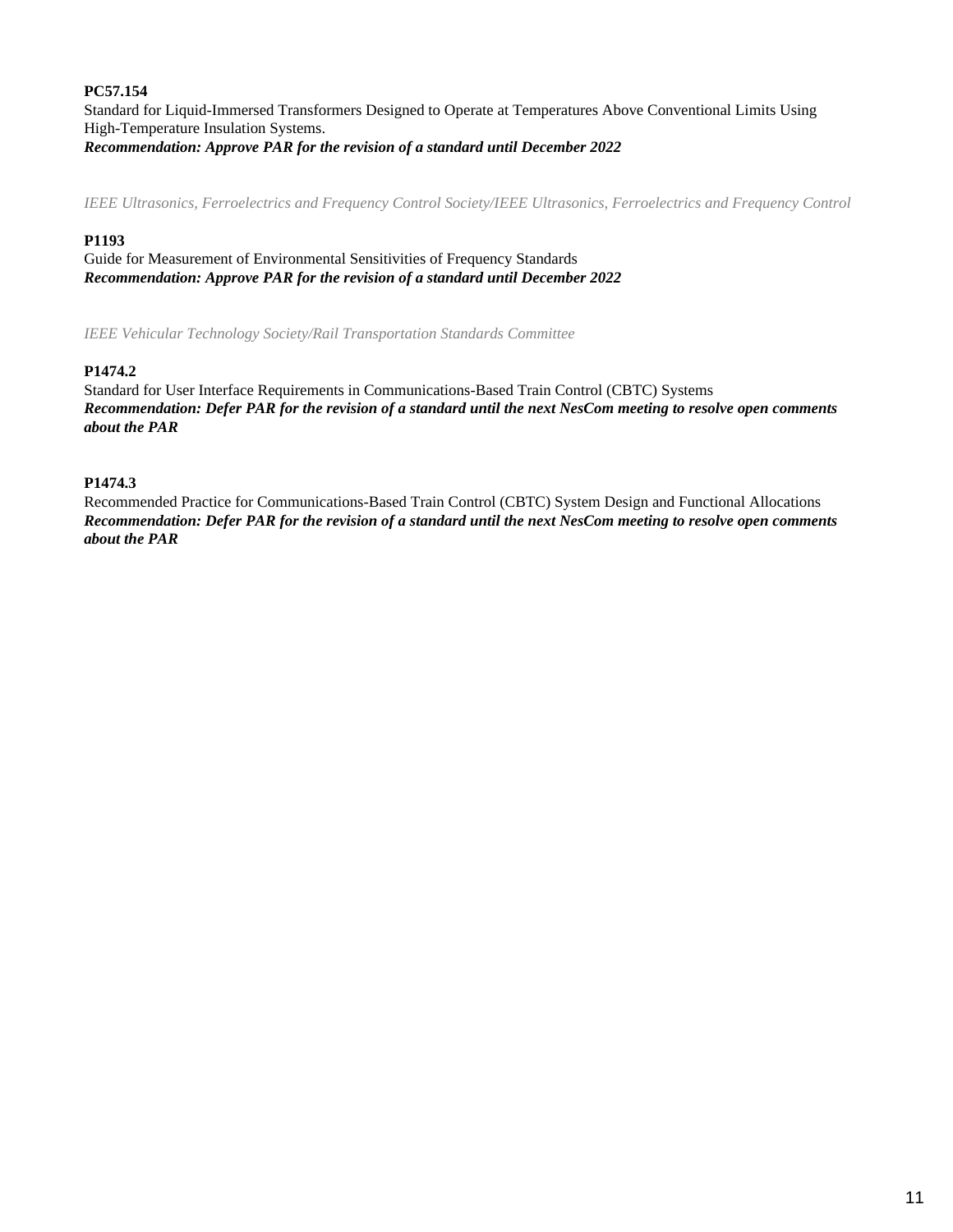**PC57.154**

Standard for Liquid-Immersed Transformers Designed to Operate at Temperatures Above Conventional Limits Using High-Temperature Insulation Systems.

***Recommendation: Approve PAR for the revision of a standard until December 2022***

*IEEE Ultrasonics, Ferroelectrics and Frequency Control Society/IEEE Ultrasonics, Ferroelectrics and Frequency Control*

**P1193**

Guide for Measurement of Environmental Sensitivities of Frequency Standards

***Recommendation: Approve PAR for the revision of a standard until December 2022***

*IEEE Vehicular Technology Society/Rail Transportation Standards Committee*

**P1474.2**

Standard for User Interface Requirements in Communications-Based Train Control (CBTC) Systems

***Recommendation: Defer PAR for the revision of a standard until the next NesCom meeting to resolve open comments about the PAR***

**P1474.3**

Recommended Practice for Communications-Based Train Control (CBTC) System Design and Functional Allocations

***Recommendation: Defer PAR for the revision of a standard until the next NesCom meeting to resolve open comments about the PAR***